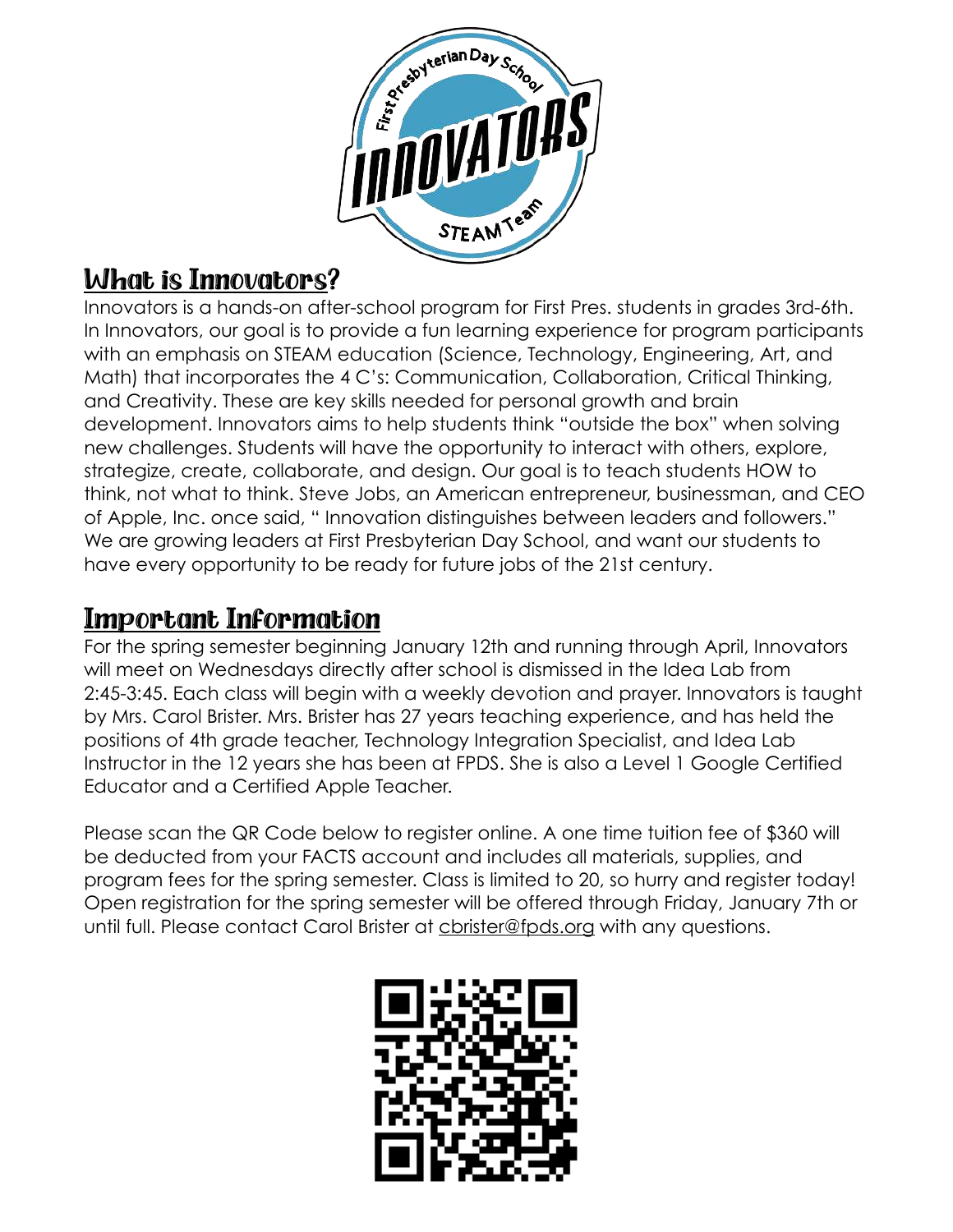## What is Innovators?

Innovators is a hands-on after-school program for First Pres. students in grades 3rd-6th. In Innovators, our goal is to provide a fun learning experience for program participants with an emphasis on STEAM education (Science, Technology, Engineering, Art, and Math) that incorporates the 4 C's: Communication, Collaboration, Critical Thinking, and Creativity. These are key skills needed for personal growth and brain development. Innovators aims to help students think "outside the box" when solving new challenges. Students will have the opportunity to interact with others, explore, strategize, create, collaborate, and design. Our goal is to teach students HOW to think, not what to think. Steve Jobs, an American entrepreneur, businessman, and CEO of Apple, Inc. once said, " Innovation distinguishes between leaders and followers." We are growing leaders at First Presbyterian Day School, and want our students to have every opportunity to be ready for future jobs of the 21st century.

## Important Information

For the spring semester beginning January 12th and running through April, Innovators will meet on Wednesdays directly after school is dismissed in the Idea Lab from 2:45-3:45. Each class will begin with a weekly devotion and prayer. Innovators is taught by Mrs. Carol Brister. Mrs. Brister has 27 years teaching experience, and has held the positions of 4th grade teacher, Technology Integration Specialist, and Idea Lab Instructor in the 12 years she has been at FPDS. She is also a Level 1 Google Certified Educator and a Certified Apple Teacher.

Please scan the QR Code below to register online. A one time tuition fee of $360 will be deducted from your FACTS account and includes all materials, supplies, and program fees for the spring semester. Class is limited to 20, so hurry and register today! Open registration for the spring semester will be offered through Friday, January 7th or until full. Please contact Carol Brister at cbrister@fpds.org with any questions.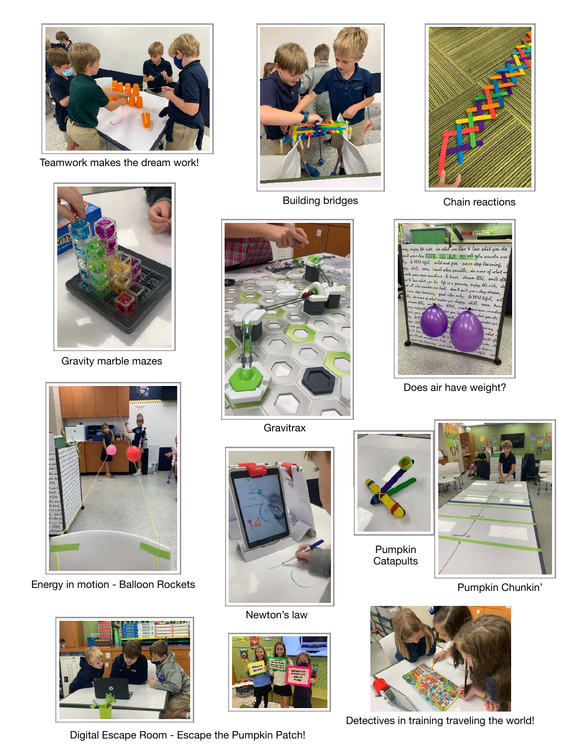Teamwork makes the dream work!

Building bridges

Chain reactions

Gravity marble mazes

Gravitrax

Does air have weight?

Energy in motion - Balloon Rockets

Newton's law

Pumpkin Catapults

Pumpkin Chunkin'

Digital Escape Room - Escape the Pumpkin Patch!

Detectives in training traveling the world!